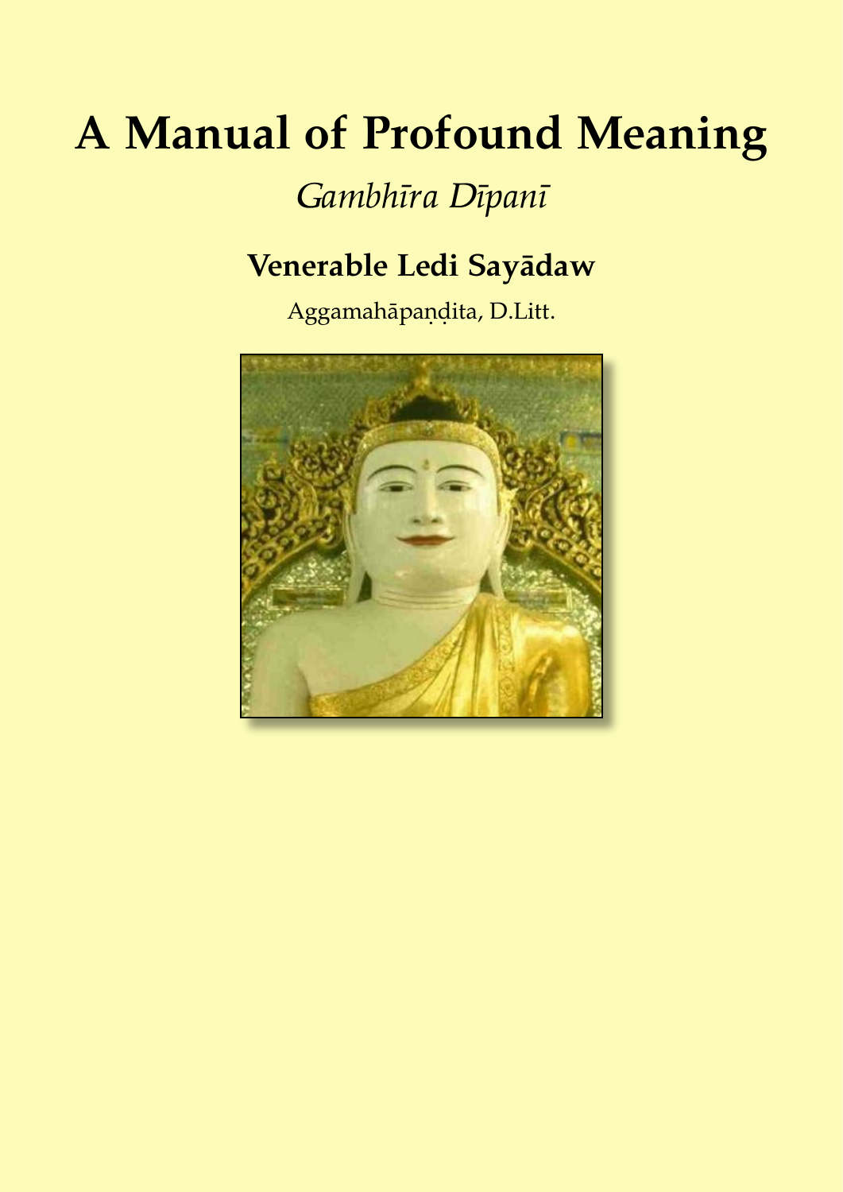# A Manual of Profound Meaning

*Gambhīra Dīpanī*

**Venerable Ledi Sayādaw**

Aggamahāpaṇḍita, D.Litt.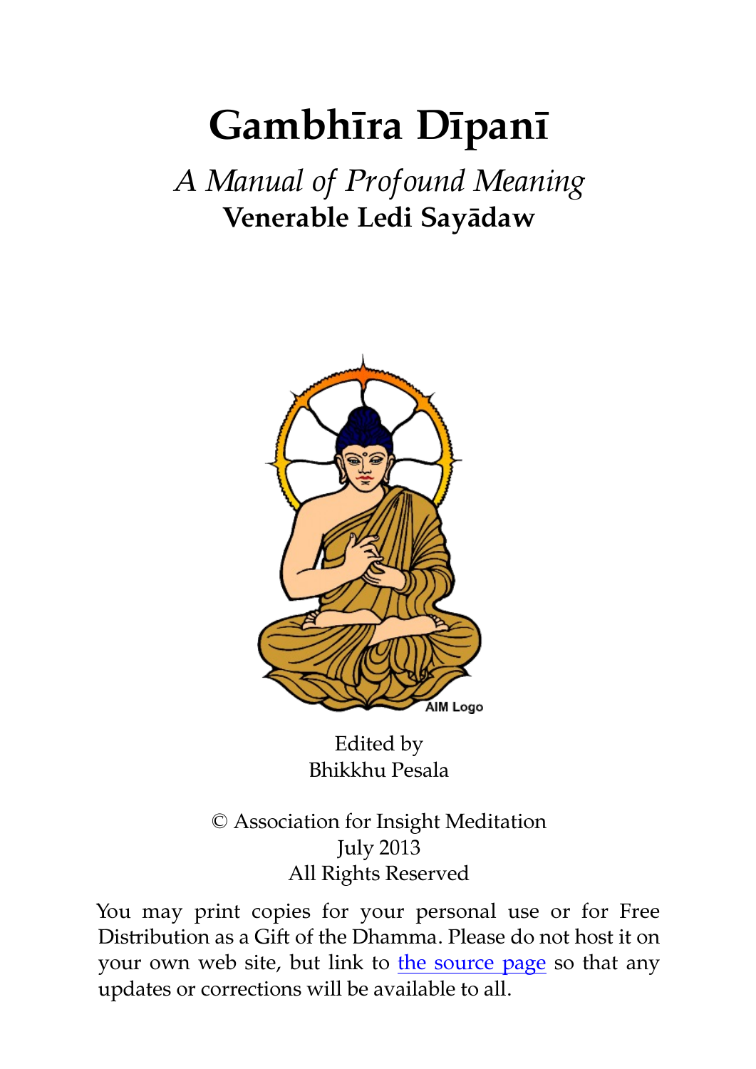# Gambhīra Dīpanī

*A Manual of Profound Meaning*

**Venerable Ledi Sayādaw**

Edited by
Bhikkhu Pesala

© Association for Insight Meditation
July 2013
All Rights Reserved

You may print copies for your personal use or for Free Distribution as a Gift of the Dhamma. Please do not host it on your own web site, but link to the source page so that any updates or corrections will be available to all.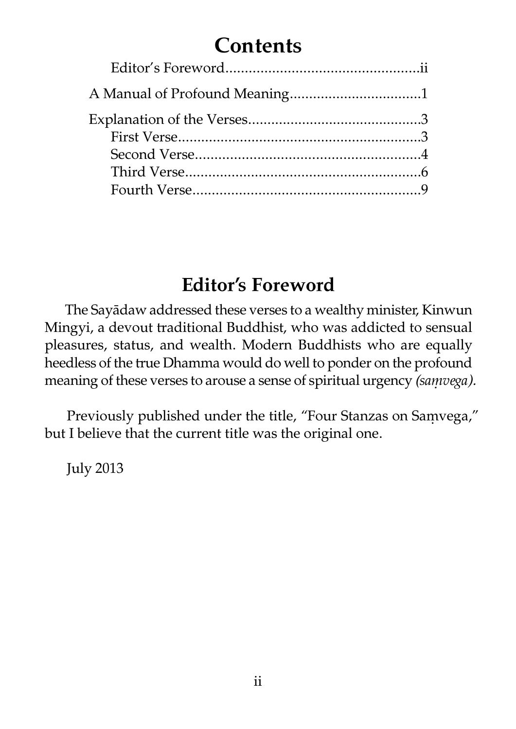# Contents

- Editor's Foreword.................................................ii
- A Manual of Profound Meaning.................................1
- Explanation of the Verses............................................3
  - First Verse..............................................................3
  - Second Verse..........................................................4
  - Third Verse.............................................................6
  - Fourth Verse...........................................................9

## Editor's Foreword

The Sayādaw addressed these verses to a wealthy minister, Kinwun Mingyi, a devout traditional Buddhist, who was addicted to sensual pleasures, status, and wealth. Modern Buddhists who are equally heedless of the true Dhamma would do well to ponder on the profound meaning of these verses to arouse a sense of spiritual urgency *(saṃvega).*

Previously published under the title, "Four Stanzas on Saṃvega," but I believe that the current title was the original one.

July 2013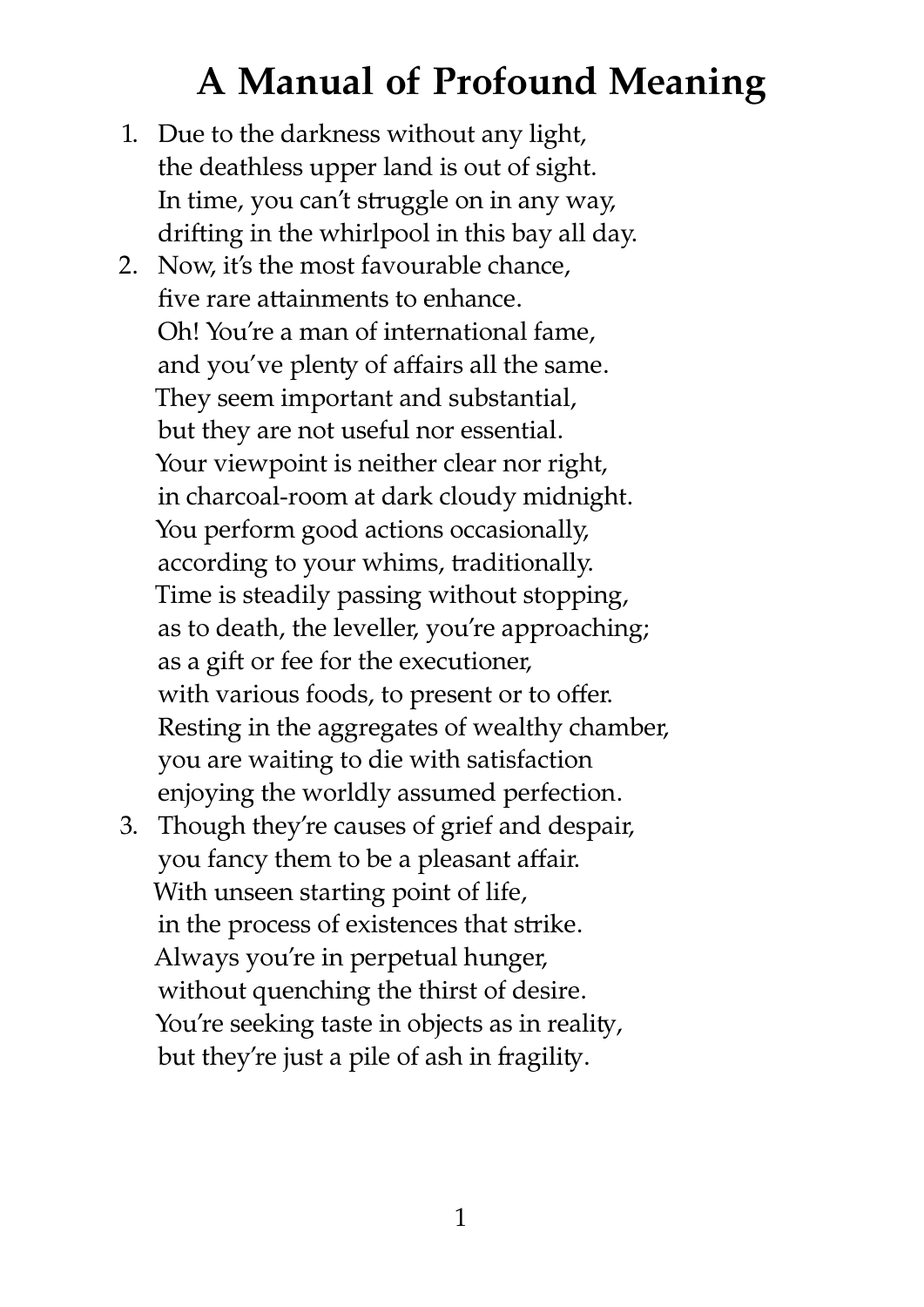# A Manual of Profound Meaning

1. Due to the darkness without any light,
   the deathless upper land is out of sight.
   In time, you can't struggle on in any way,
   drifting in the whirlpool in this bay all day.
2. Now, it's the most favourable chance,
   five rare attainments to enhance.
   Oh! You're a man of international fame,
   and you've plenty of affairs all the same.
   They seem important and substantial,
   but they are not useful nor essential.
   Your viewpoint is neither clear nor right,
   in charcoal-room at dark cloudy midnight.
   You perform good actions occasionally,
   according to your whims, traditionally.
   Time is steadily passing without stopping,
   as to death, the leveller, you're approaching;
   as a gift or fee for the executioner,
   with various foods, to present or to offer.
   Resting in the aggregates of wealthy chamber,
   you are waiting to die with satisfaction
   enjoying the worldly assumed perfection.
3. Though they're causes of grief and despair,
   you fancy them to be a pleasant affair.
   With unseen starting point of life,
   in the process of existences that strike.
   Always you're in perpetual hunger,
   without quenching the thirst of desire.
   You're seeking taste in objects as in reality,
   but they're just a pile of ash in fragility.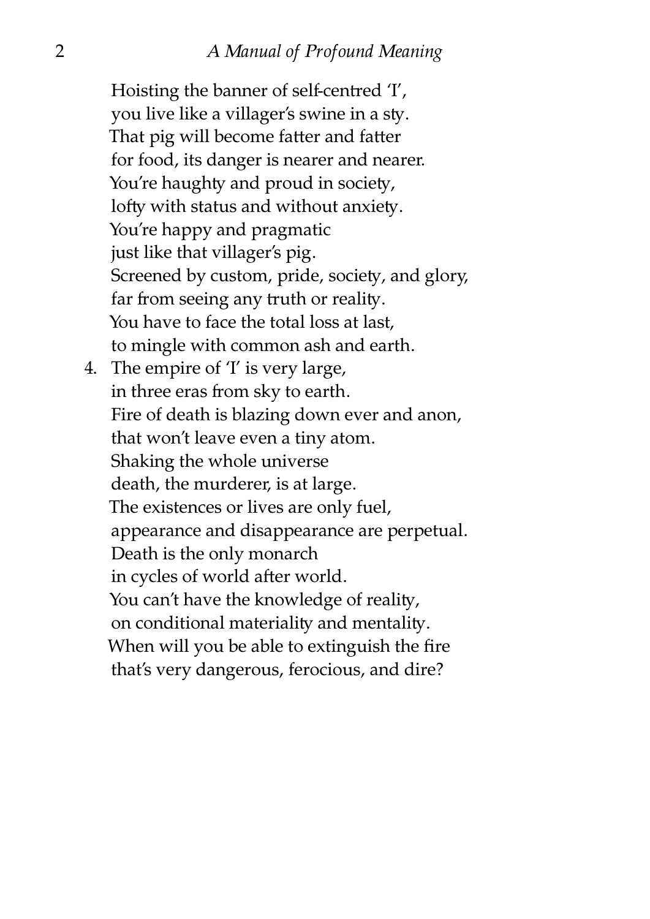Hoisting the banner of self-centred 'I',
you live like a villager's swine in a sty.
That pig will become fatter and fatter
for food, its danger is nearer and nearer.
You're haughty and proud in society,
lofty with status and without anxiety.
You're happy and pragmatic
just like that villager's pig.
Screened by custom, pride, society, and glory,
far from seeing any truth or reality.
You have to face the total loss at last,
to mingle with common ash and earth.

4. The empire of 'I' is very large,
   in three eras from sky to earth.
   Fire of death is blazing down ever and anon,
   that won't leave even a tiny atom.
   Shaking the whole universe
   death, the murderer, is at large.
   The existences or lives are only fuel,
   appearance and disappearance are perpetual.
   Death is the only monarch
   in cycles of world after world.
   You can't have the knowledge of reality,
   on conditional materiality and mentality.
   When will you be able to extinguish the fire
   that's very dangerous, ferocious, and dire?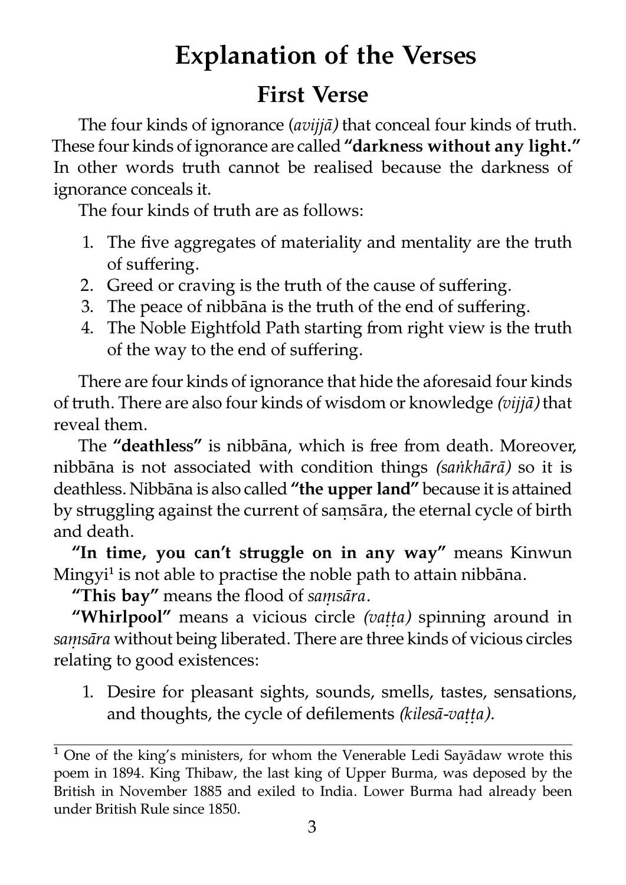# Explanation of the Verses

## First Verse

The four kinds of ignorance (*avijjā)* that conceal four kinds of truth. These four kinds of ignorance are called **"darkness without any light."** In other words truth cannot be realised because the darkness of ignorance conceals it.

The four kinds of truth are as follows:

1. The five aggregates of materiality and mentality are the truth of suffering.
2. Greed or craving is the truth of the cause of suffering.
3. The peace of nibbāna is the truth of the end of suffering.
4. The Noble Eightfold Path starting from right view is the truth of the way to the end of suffering.

There are four kinds of ignorance that hide the aforesaid four kinds of truth. There are also four kinds of wisdom or knowledge *(vijjā)* that reveal them.

The **"deathless"** is nibbāna, which is free from death. Moreover, nibbāna is not associated with condition things *(saṅkhārā)* so it is deathless. Nibbāna is also called **"the upper land"** because it is attained by struggling against the current of saṃsāra, the eternal cycle of birth and death.

**"In time, you can't struggle on in any way"** means Kinwun Mingyi[1] is not able to practise the noble path to attain nibbāna.

**"This bay"** means the flood of *saṃsāra.*

**"Whirlpool"** means a vicious circle *(vaṭṭa)* spinning around in *saṃsāra* without being liberated. There are three kinds of vicious circles relating to good existences:

1. Desire for pleasant sights, sounds, smells, tastes, sensations, and thoughts, the cycle of defilements *(kilesā-vaṭṭa).*

---

[1] One of the king's ministers, for whom the Venerable Ledi Sayādaw wrote this poem in 1894. King Thibaw, the last king of Upper Burma, was deposed by the British in November 1885 and exiled to India. Lower Burma had already been under British Rule since 1850.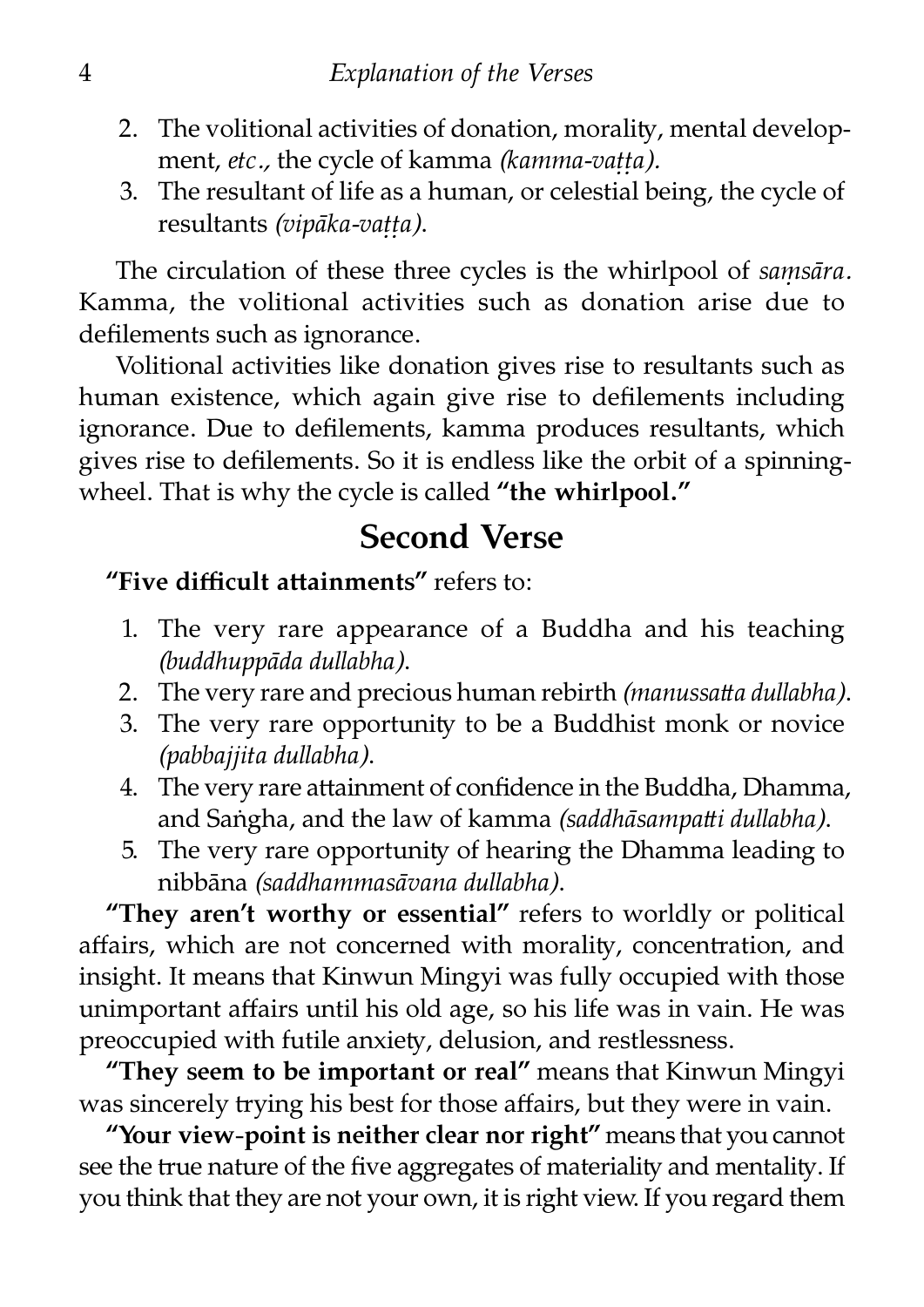2. The volitional activities of donation, morality, mental development, *etc*., the cycle of kamma *(kamma-vaṭṭa).*
3. The resultant of life as a human, or celestial being, the cycle of resultants *(vipāka-vaṭṭa)*.

The circulation of these three cycles is the whirlpool of *saṃsāra*. Kamma, the volitional activities such as donation arise due to defilements such as ignorance.

Volitional activities like donation gives rise to resultants such as human existence, which again give rise to defilements including ignorance. Due to defilements, kamma produces resultants, which gives rise to defilements. So it is endless like the orbit of a spinning-wheel. That is why the cycle is called **"the whirlpool."**

## Second Verse

**"Five difficult attainments"** refers to:

1. The very rare appearance of a Buddha and his teaching *(buddhuppāda dullabha)*.
2. The very rare and precious human rebirth *(manussatta dullabha)*.
3. The very rare opportunity to be a Buddhist monk or novice *(pabbajjita dullabha)*.
4. The very rare attainment of confidence in the Buddha, Dhamma, and Saṅgha, and the law of kamma *(saddhāsampatti dullabha)*.
5. The very rare opportunity of hearing the Dhamma leading to nibbāna *(saddhammasāvana dullabha)*.

**"They aren't worthy or essential"** refers to worldly or political affairs, which are not concerned with morality, concentration, and insight. It means that Kinwun Mingyi was fully occupied with those unimportant affairs until his old age, so his life was in vain. He was preoccupied with futile anxiety, delusion, and restlessness.

**"They seem to be important or real"** means that Kinwun Mingyi was sincerely trying his best for those affairs, but they were in vain.

**"Your view-point is neither clear nor right"** means that you cannot see the true nature of the five aggregates of materiality and mentality. If you think that they are not your own, it is right view. If you regard them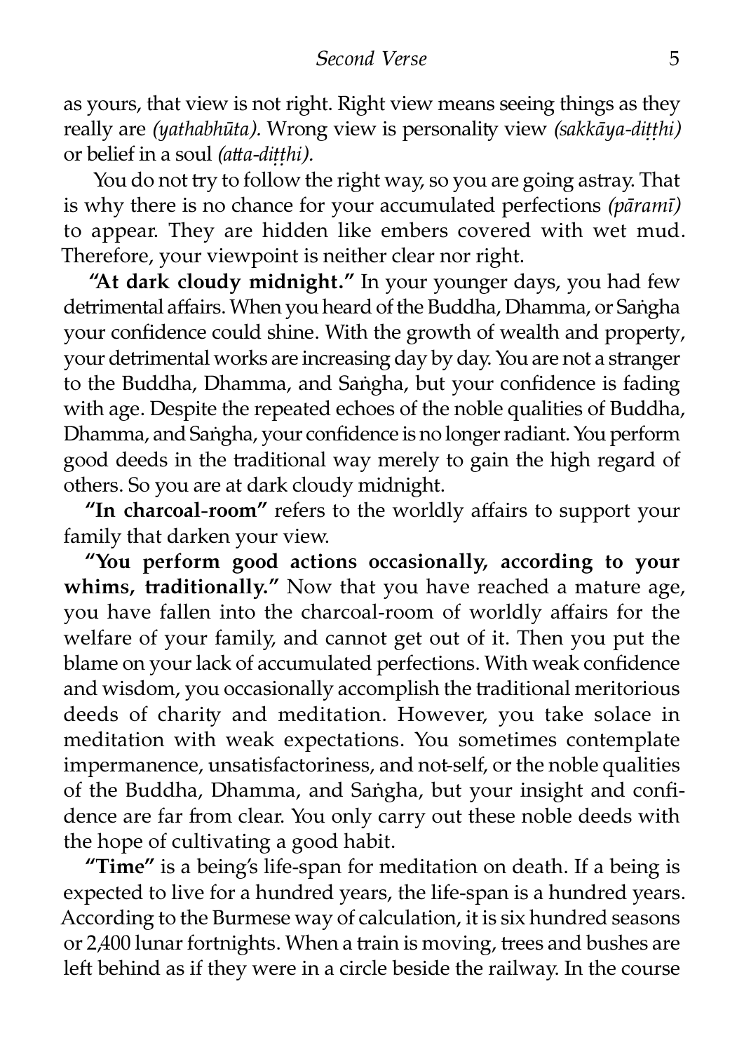as yours, that view is not right. Right view means seeing things as they really are *(yathabhūta)*. Wrong view is personality view *(sakkāya-diṭṭhi)* or belief in a soul *(atta-diṭṭhi)*.

You do not try to follow the right way, so you are going astray. That is why there is no chance for your accumulated perfections *(pāramī)* to appear. They are hidden like embers covered with wet mud. Therefore, your viewpoint is neither clear nor right.

**"At dark cloudy midnight."** In your younger days, you had few detrimental affairs. When you heard of the Buddha, Dhamma, or Saṅgha your confidence could shine. With the growth of wealth and property, your detrimental works are increasing day by day. You are not a stranger to the Buddha, Dhamma, and Saṅgha, but your confidence is fading with age. Despite the repeated echoes of the noble qualities of Buddha, Dhamma, and Saṅgha, your confidence is no longer radiant. You perform good deeds in the traditional way merely to gain the high regard of others. So you are at dark cloudy midnight.

**"In charcoal-room"** refers to the worldly affairs to support your family that darken your view.

**"You perform good actions occasionally, according to your whims, traditionally."** Now that you have reached a mature age, you have fallen into the charcoal-room of worldly affairs for the welfare of your family, and cannot get out of it. Then you put the blame on your lack of accumulated perfections. With weak confidence and wisdom, you occasionally accomplish the traditional meritorious deeds of charity and meditation. However, you take solace in meditation with weak expectations. You sometimes contemplate impermanence, unsatisfactoriness, and not-self, or the noble qualities of the Buddha, Dhamma, and Saṅgha, but your insight and confidence are far from clear. You only carry out these noble deeds with the hope of cultivating a good habit.

**"Time"** is a being's life-span for meditation on death. If a being is expected to live for a hundred years, the life-span is a hundred years. According to the Burmese way of calculation, it is six hundred seasons or 2,400 lunar fortnights. When a train is moving, trees and bushes are left behind as if they were in a circle beside the railway. In the course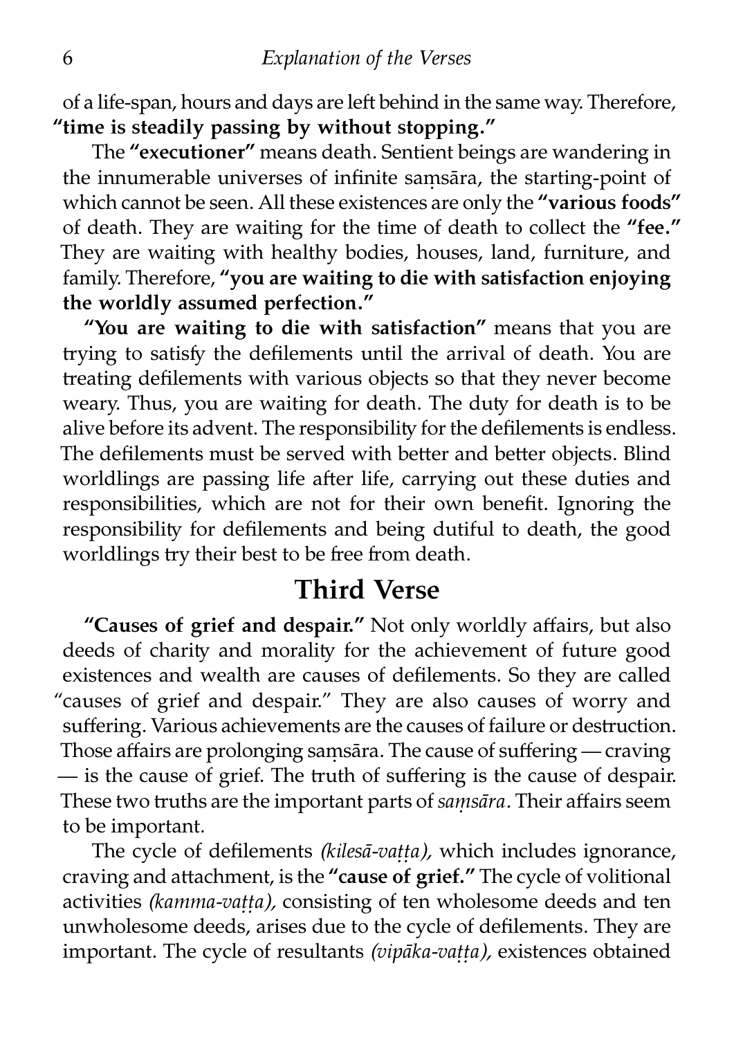of a life-span, hours and days are left behind in the same way. Therefore, **"time is steadily passing by without stopping."**

The **"executioner"** means death. Sentient beings are wandering in the innumerable universes of infinite saṃsāra, the starting-point of which cannot be seen. All these existences are only the **"various foods"** of death. They are waiting for the time of death to collect the **"fee."** They are waiting with healthy bodies, houses, land, furniture, and family. Therefore, **"you are waiting to die with satisfaction enjoying the worldly assumed perfection."**

**"You are waiting to die with satisfaction"** means that you are trying to satisfy the defilements until the arrival of death. You are treating defilements with various objects so that they never become weary. Thus, you are waiting for death. The duty for death is to be alive before its advent. The responsibility for the defilements is endless. The defilements must be served with better and better objects. Blind worldlings are passing life after life, carrying out these duties and responsibilities, which are not for their own benefit. Ignoring the responsibility for defilements and being dutiful to death, the good worldlings try their best to be free from death.

## Third Verse

**"Causes of grief and despair."** Not only worldly affairs, but also deeds of charity and morality for the achievement of future good existences and wealth are causes of defilements. So they are called "causes of grief and despair." They are also causes of worry and suffering. Various achievements are the causes of failure or destruction. Those affairs are prolonging saṃsāra. The cause of suffering — craving — is the cause of grief. The truth of suffering is the cause of despair. These two truths are the important parts of *saṃsāra*. Their affairs seem to be important.

The cycle of defilements *(kilesā-vaṭṭa),* which includes ignorance, craving and attachment, is the **"cause of grief."** The cycle of volitional activities *(kamma-vaṭṭa),* consisting of ten wholesome deeds and ten unwholesome deeds, arises due to the cycle of defilements. They are important. The cycle of resultants *(vipāka-vaṭṭa),* existences obtained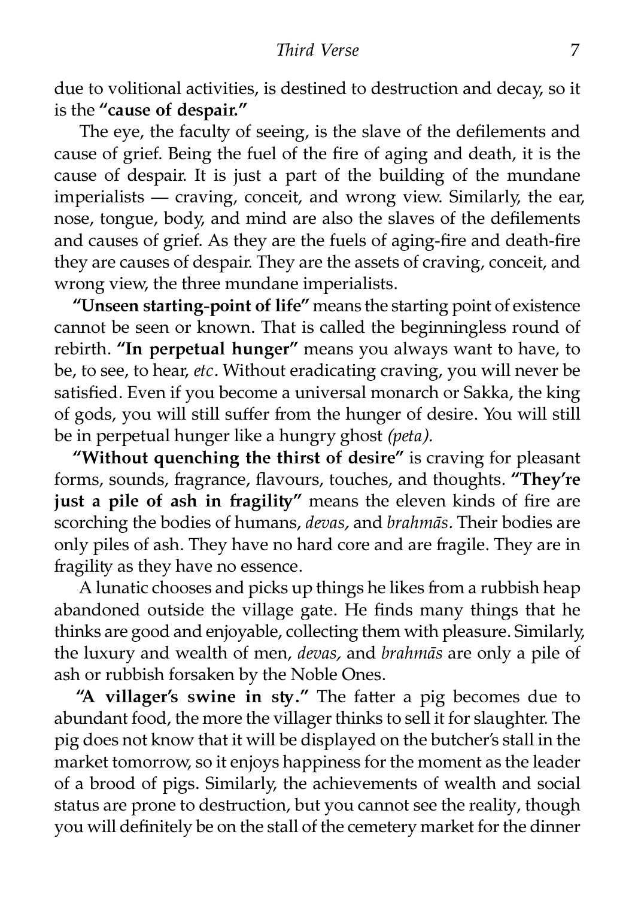due to volitional activities, is destined to destruction and decay, so it is the **"cause of despair."**

The eye, the faculty of seeing, is the slave of the defilements and cause of grief. Being the fuel of the fire of aging and death, it is the cause of despair. It is just a part of the building of the mundane imperialists — craving, conceit, and wrong view. Similarly, the ear, nose, tongue, body, and mind are also the slaves of the defilements and causes of grief. As they are the fuels of aging-fire and death-fire they are causes of despair. They are the assets of craving, conceit, and wrong view, the three mundane imperialists.

**"Unseen starting-point of life"** means the starting point of existence cannot be seen or known. That is called the beginningless round of rebirth. **"In perpetual hunger"** means you always want to have, to be, to see, to hear, *etc.* Without eradicating craving, you will never be satisfied. Even if you become a universal monarch or Sakka, the king of gods, you will still suffer from the hunger of desire. You will still be in perpetual hunger like a hungry ghost *(peta).*

**"Without quenching the thirst of desire"** is craving for pleasant forms, sounds, fragrance, flavours, touches, and thoughts. **"They're just a pile of ash in fragility"** means the eleven kinds of fire are scorching the bodies of humans, *devas,* and *brahmās.* Their bodies are only piles of ash. They have no hard core and are fragile. They are in fragility as they have no essence.

A lunatic chooses and picks up things he likes from a rubbish heap abandoned outside the village gate. He finds many things that he thinks are good and enjoyable, collecting them with pleasure. Similarly, the luxury and wealth of men, *devas,* and *brahmās* are only a pile of ash or rubbish forsaken by the Noble Ones.

**"A villager's swine in sty."** The fatter a pig becomes due to abundant food, the more the villager thinks to sell it for slaughter. The pig does not know that it will be displayed on the butcher's stall in the market tomorrow, so it enjoys happiness for the moment as the leader of a brood of pigs. Similarly, the achievements of wealth and social status are prone to destruction, but you cannot see the reality, though you will definitely be on the stall of the cemetery market for the dinner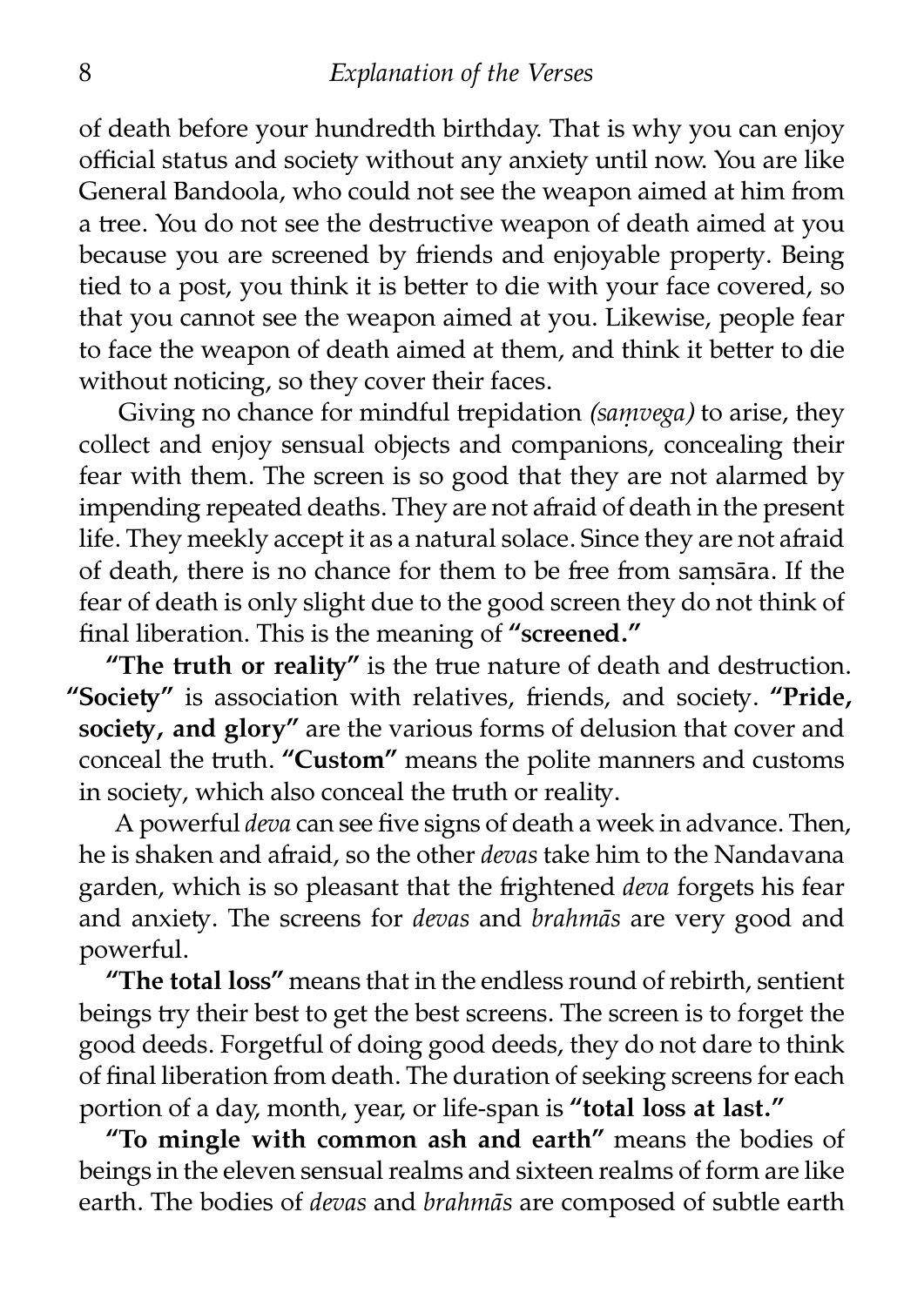of death before your hundredth birthday. That is why you can enjoy official status and society without any anxiety until now. You are like General Bandoola, who could not see the weapon aimed at him from a tree. You do not see the destructive weapon of death aimed at you because you are screened by friends and enjoyable property. Being tied to a post, you think it is better to die with your face covered, so that you cannot see the weapon aimed at you. Likewise, people fear to face the weapon of death aimed at them, and think it better to die without noticing, so they cover their faces.

Giving no chance for mindful trepidation *(saṃvega)* to arise, they collect and enjoy sensual objects and companions, concealing their fear with them. The screen is so good that they are not alarmed by impending repeated deaths. They are not afraid of death in the present life. They meekly accept it as a natural solace. Since they are not afraid of death, there is no chance for them to be free from saṃsāra. If the fear of death is only slight due to the good screen they do not think of final liberation. This is the meaning of **"screened."**

**"The truth or reality"** is the true nature of death and destruction. **"Society"** is association with relatives, friends, and society. **"Pride, society, and glory"** are the various forms of delusion that cover and conceal the truth. **"Custom"** means the polite manners and customs in society, which also conceal the truth or reality.

A powerful *deva* can see five signs of death a week in advance. Then, he is shaken and afraid, so the other *devas* take him to the Nandavana garden, which is so pleasant that the frightened *deva* forgets his fear and anxiety. The screens for *devas* and *brahmās* are very good and powerful.

**"The total loss"** means that in the endless round of rebirth, sentient beings try their best to get the best screens. The screen is to forget the good deeds. Forgetful of doing good deeds, they do not dare to think of final liberation from death. The duration of seeking screens for each portion of a day, month, year, or life-span is **"total loss at last."**

**"To mingle with common ash and earth"** means the bodies of beings in the eleven sensual realms and sixteen realms of form are like earth. The bodies of *devas* and *brahmās* are composed of subtle earth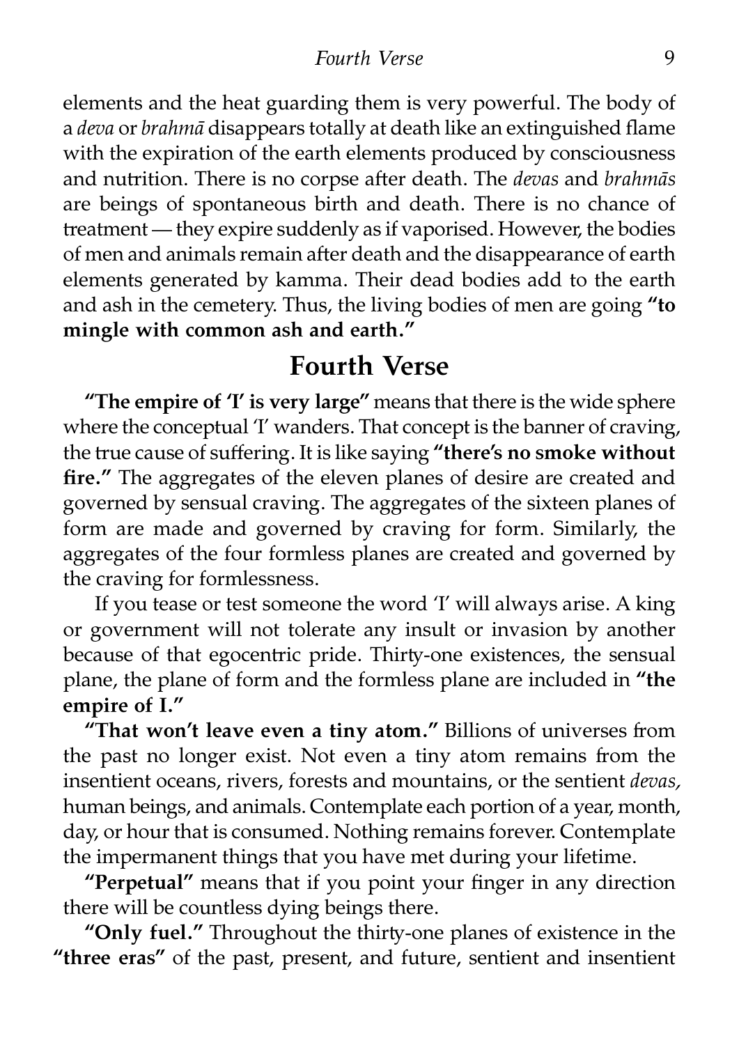elements and the heat guarding them is very powerful. The body of a *deva* or *brahmā* disappears totally at death like an extinguished flame with the expiration of the earth elements produced by consciousness and nutrition. There is no corpse after death. The *devas* and *brahmās* are beings of spontaneous birth and death. There is no chance of treatment — they expire suddenly as if vaporised. However, the bodies of men and animals remain after death and the disappearance of earth elements generated by kamma. Their dead bodies add to the earth and ash in the cemetery. Thus, the living bodies of men are going **"to mingle with common ash and earth."**

## Fourth Verse

**"The empire of 'I' is very large"** means that there is the wide sphere where the conceptual 'I' wanders. That concept is the banner of craving, the true cause of suffering. It is like saying **"there's no smoke without fire."** The aggregates of the eleven planes of desire are created and governed by sensual craving. The aggregates of the sixteen planes of form are made and governed by craving for form. Similarly, the aggregates of the four formless planes are created and governed by the craving for formlessness.

If you tease or test someone the word 'I' will always arise. A king or government will not tolerate any insult or invasion by another because of that egocentric pride. Thirty-one existences, the sensual plane, the plane of form and the formless plane are included in **"the empire of I."**

**"That won't leave even a tiny atom."** Billions of universes from the past no longer exist. Not even a tiny atom remains from the insentient oceans, rivers, forests and mountains, or the sentient *devas,* human beings, and animals. Contemplate each portion of a year, month, day, or hour that is consumed. Nothing remains forever. Contemplate the impermanent things that you have met during your lifetime.

**"Perpetual"** means that if you point your finger in any direction there will be countless dying beings there.

**"Only fuel."** Throughout the thirty-one planes of existence in the **"three eras"** of the past, present, and future, sentient and insentient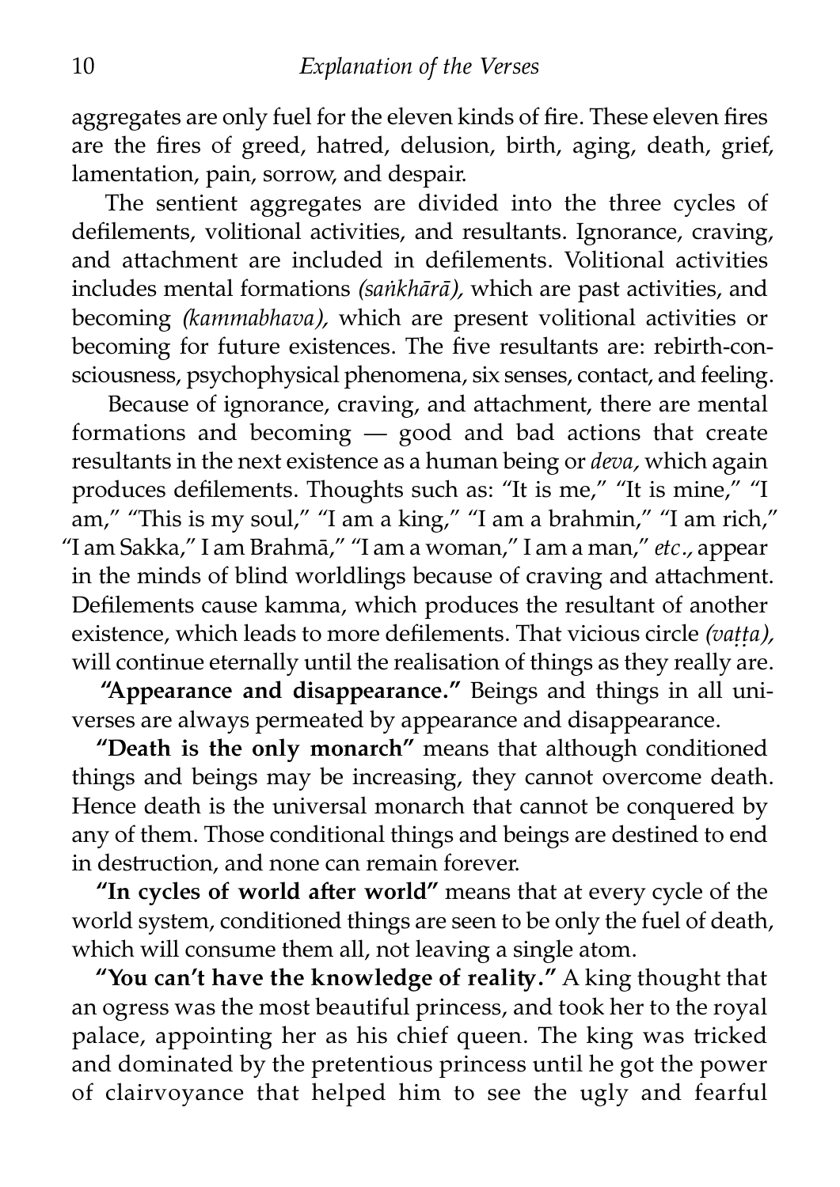aggregates are only fuel for the eleven kinds of fire. These eleven fires are the fires of greed, hatred, delusion, birth, aging, death, grief, lamentation, pain, sorrow, and despair.

The sentient aggregates are divided into the three cycles of defilements, volitional activities, and resultants. Ignorance, craving, and attachment are included in defilements. Volitional activities includes mental formations *(saṅkhārā),* which are past activities, and becoming *(kammabhava),* which are present volitional activities or becoming for future existences. The five resultants are: rebirth-consciousness, psychophysical phenomena, six senses, contact, and feeling.

Because of ignorance, craving, and attachment, there are mental formations and becoming — good and bad actions that create resultants in the next existence as a human being or *deva,* which again produces defilements. Thoughts such as: "It is me," "It is mine," "I am," "This is my soul," "I am a king," "I am a brahmin," "I am rich," "I am Sakka," I am Brahmā," "I am a woman," I am a man," *etc.,* appear in the minds of blind worldlings because of craving and attachment. Defilements cause kamma, which produces the resultant of another existence, which leads to more defilements. That vicious circle *(vaṭṭa),* will continue eternally until the realisation of things as they really are.

**"Appearance and disappearance."** Beings and things in all universes are always permeated by appearance and disappearance.

**"Death is the only monarch"** means that although conditioned things and beings may be increasing, they cannot overcome death. Hence death is the universal monarch that cannot be conquered by any of them. Those conditional things and beings are destined to end in destruction, and none can remain forever.

**"In cycles of world after world"** means that at every cycle of the world system, conditioned things are seen to be only the fuel of death, which will consume them all, not leaving a single atom.

**"You can't have the knowledge of reality."** A king thought that an ogress was the most beautiful princess, and took her to the royal palace, appointing her as his chief queen. The king was tricked and dominated by the pretentious princess until he got the power of clairvoyance that helped him to see the ugly and fearful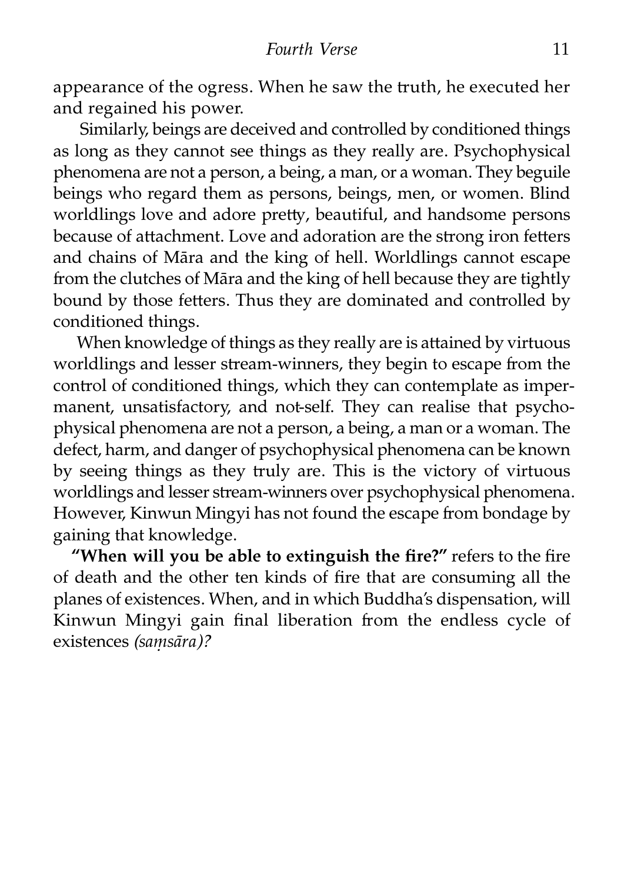appearance of the ogress. When he saw the truth, he executed her and regained his power.

Similarly, beings are deceived and controlled by conditioned things as long as they cannot see things as they really are. Psychophysical phenomena are not a person, a being, a man, or a woman. They beguile beings who regard them as persons, beings, men, or women. Blind worldlings love and adore pretty, beautiful, and handsome persons because of attachment. Love and adoration are the strong iron fetters and chains of Māra and the king of hell. Worldlings cannot escape from the clutches of Māra and the king of hell because they are tightly bound by those fetters. Thus they are dominated and controlled by conditioned things.

When knowledge of things as they really are is attained by virtuous worldlings and lesser stream-winners, they begin to escape from the control of conditioned things, which they can contemplate as impermanent, unsatisfactory, and not-self. They can realise that psychophysical phenomena are not a person, a being, a man or a woman. The defect, harm, and danger of psychophysical phenomena can be known by seeing things as they truly are. This is the victory of virtuous worldlings and lesser stream-winners over psychophysical phenomena. However, Kinwun Mingyi has not found the escape from bondage by gaining that knowledge.

**"When will you be able to extinguish the fire?"** refers to the fire of death and the other ten kinds of fire that are consuming all the planes of existences. When, and in which Buddha's dispensation, will Kinwun Mingyi gain final liberation from the endless cycle of existences *(saṃsāra)?*